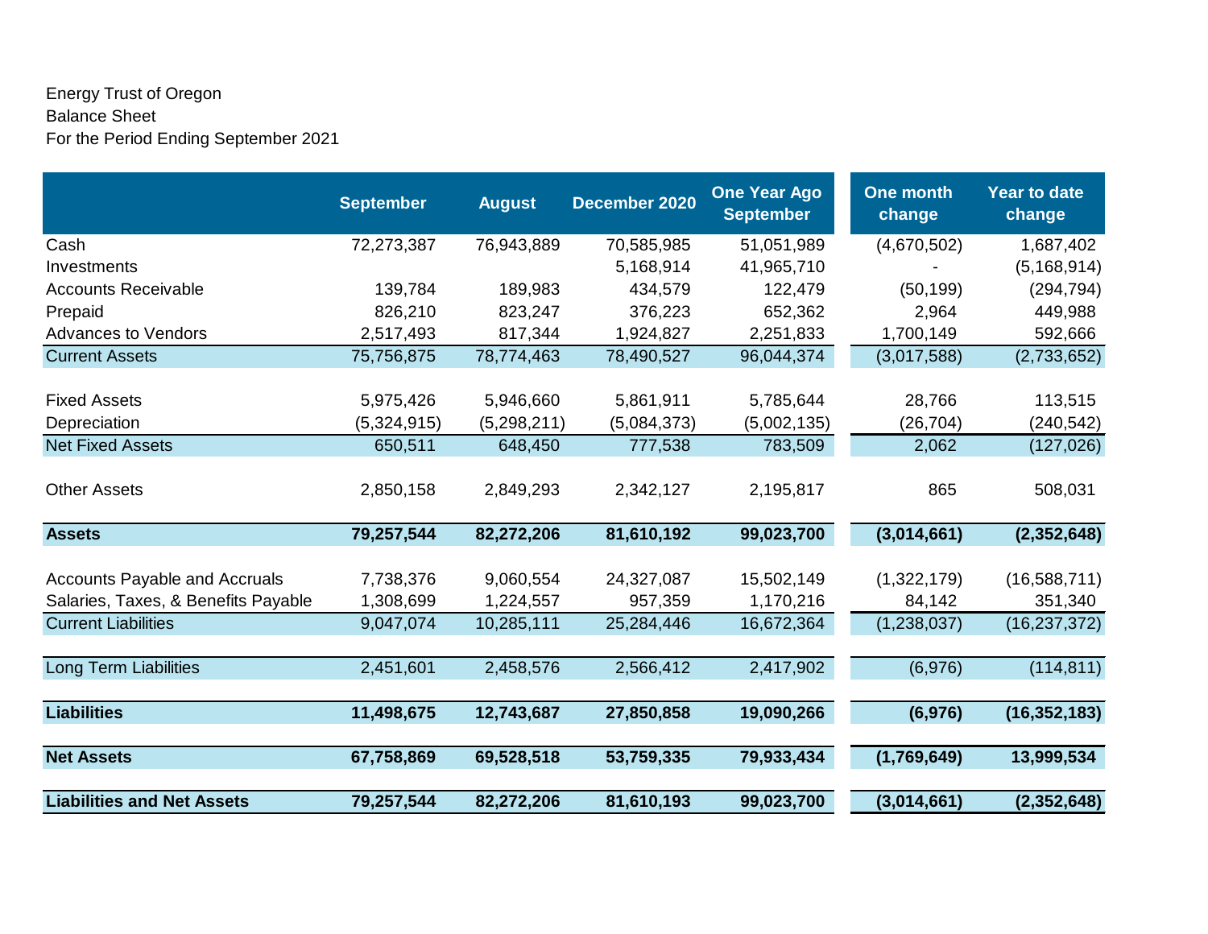Energy Trust of Oregon

Balance Sheet

For the Period Ending September 2021

| | September | August | December 2020 | One Year Ago September | One month change | Year to date change |
|---|---|---|---|---|---|---|
| Cash | 72,273,387 | 76,943,889 | 70,585,985 | 51,051,989 | (4,670,502) | 1,687,402 |
| Investments | | | 5,168,914 | 41,965,710 | - | (5,168,914) |
| Accounts Receivable | 139,784 | 189,983 | 434,579 | 122,479 | (50,199) | (294,794) |
| Prepaid | 826,210 | 823,247 | 376,223 | 652,362 | 2,964 | 449,988 |
| Advances to Vendors | 2,517,493 | 817,344 | 1,924,827 | 2,251,833 | 1,700,149 | 592,666 |
| Current Assets | 75,756,875 | 78,774,463 | 78,490,527 | 96,044,374 | (3,017,588) | (2,733,652) |
| | | | | | | |
| Fixed Assets | 5,975,426 | 5,946,660 | 5,861,911 | 5,785,644 | 28,766 | 113,515 |
| Depreciation | (5,324,915) | (5,298,211) | (5,084,373) | (5,002,135) | (26,704) | (240,542) |
| Net Fixed Assets | 650,511 | 648,450 | 777,538 | 783,509 | 2,062 | (127,026) |
| | | | | | | |
| Other Assets | 2,850,158 | 2,849,293 | 2,342,127 | 2,195,817 | 865 | 508,031 |
| | | | | | | |
| **Assets** | **79,257,544** | **82,272,206** | **81,610,192** | **99,023,700** | **(3,014,661)** | **(2,352,648)** |
| | | | | | | |
| Accounts Payable and Accruals | 7,738,376 | 9,060,554 | 24,327,087 | 15,502,149 | (1,322,179) | (16,588,711) |
| Salaries, Taxes, & Benefits Payable | 1,308,699 | 1,224,557 | 957,359 | 1,170,216 | 84,142 | 351,340 |
| Current Liabilities | 9,047,074 | 10,285,111 | 25,284,446 | 16,672,364 | (1,238,037) | (16,237,372) |
| | | | | | | |
| Long Term Liabilities | 2,451,601 | 2,458,576 | 2,566,412 | 2,417,902 | (6,976) | (114,811) |
| | | | | | | |
| **Liabilities** | **11,498,675** | **12,743,687** | **27,850,858** | **19,090,266** | **(6,976)** | **(16,352,183)** |
| | | | | | | |
| **Net Assets** | **67,758,869** | **69,528,518** | **53,759,335** | **79,933,434** | **(1,769,649)** | **13,999,534** |
| | | | | | | |
| **Liabilities and Net Assets** | **79,257,544** | **82,272,206** | **81,610,193** | **99,023,700** | **(3,014,661)** | **(2,352,648)** |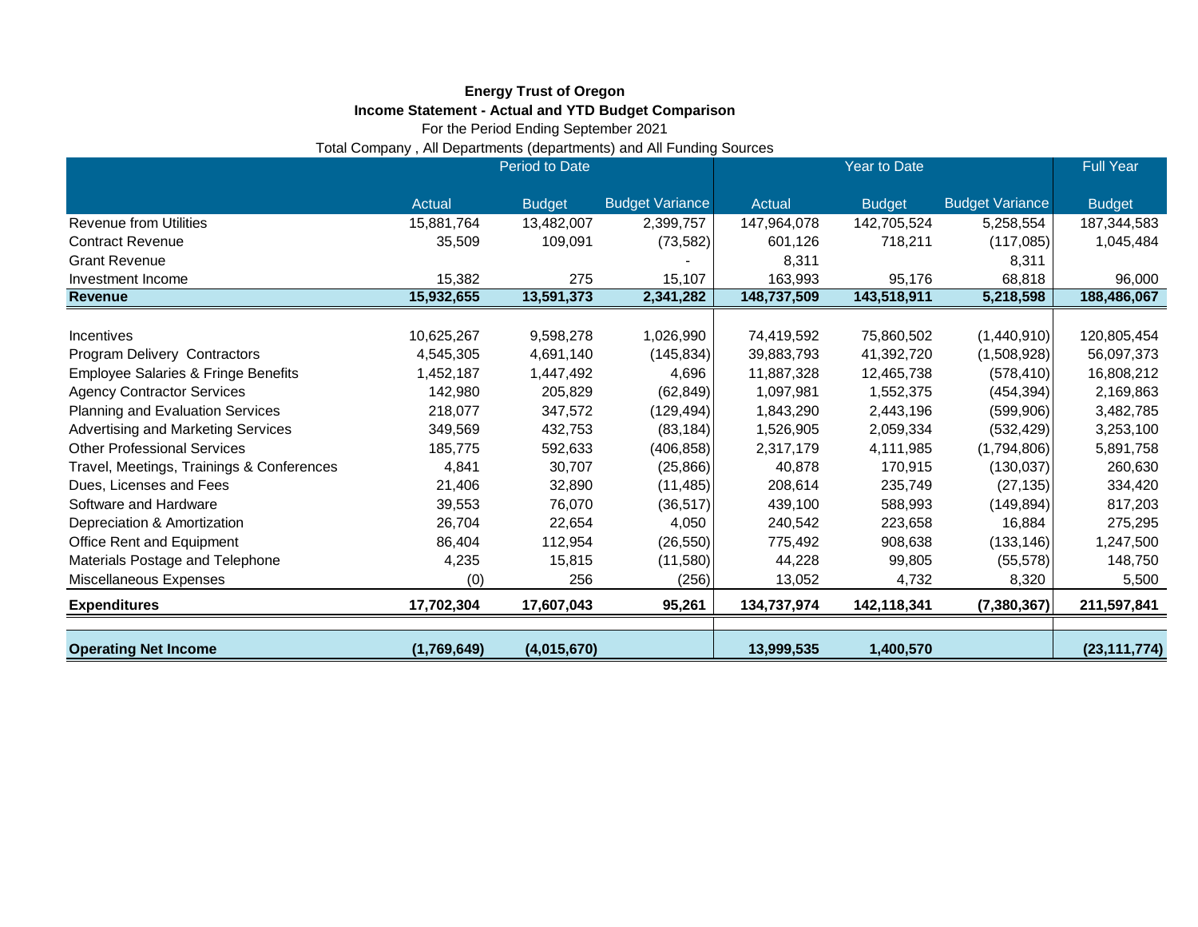**Energy Trust of Oregon**

**Income Statement - Actual and YTD Budget Comparison**

For the Period Ending September 2021

Total Company , All Departments (departments) and All Funding Sources

| | Period to Date | | | Year to Date | | | Full Year |
|---|---|---|---|---|---|---|---|
| | Actual | Budget | Budget Variance | Actual | Budget | Budget Variance | Budget |
| Revenue from Utilities | 15,881,764 | 13,482,007 | 2,399,757 | 147,964,078 | 142,705,524 | 5,258,554 | 187,344,583 |
| Contract Revenue | 35,509 | 109,091 | (73,582) | 601,126 | 718,211 | (117,085) | 1,045,484 |
| Grant Revenue | | | - | 8,311 | | 8,311 | |
| Investment Income | 15,382 | 275 | 15,107 | 163,993 | 95,176 | 68,818 | 96,000 |
| **Revenue** | **15,932,655** | **13,591,373** | **2,341,282** | **148,737,509** | **143,518,911** | **5,218,598** | **188,486,067** |
| | | | | | | | |
| Incentives | 10,625,267 | 9,598,278 | 1,026,990 | 74,419,592 | 75,860,502 | (1,440,910) | 120,805,454 |
| Program Delivery Contractors | 4,545,305 | 4,691,140 | (145,834) | 39,883,793 | 41,392,720 | (1,508,928) | 56,097,373 |
| Employee Salaries & Fringe Benefits | 1,452,187 | 1,447,492 | 4,696 | 11,887,328 | 12,465,738 | (578,410) | 16,808,212 |
| Agency Contractor Services | 142,980 | 205,829 | (62,849) | 1,097,981 | 1,552,375 | (454,394) | 2,169,863 |
| Planning and Evaluation Services | 218,077 | 347,572 | (129,494) | 1,843,290 | 2,443,196 | (599,906) | 3,482,785 |
| Advertising and Marketing Services | 349,569 | 432,753 | (83,184) | 1,526,905 | 2,059,334 | (532,429) | 3,253,100 |
| Other Professional Services | 185,775 | 592,633 | (406,858) | 2,317,179 | 4,111,985 | (1,794,806) | 5,891,758 |
| Travel, Meetings, Trainings & Conferences | 4,841 | 30,707 | (25,866) | 40,878 | 170,915 | (130,037) | 260,630 |
| Dues, Licenses and Fees | 21,406 | 32,890 | (11,485) | 208,614 | 235,749 | (27,135) | 334,420 |
| Software and Hardware | 39,553 | 76,070 | (36,517) | 439,100 | 588,993 | (149,894) | 817,203 |
| Depreciation & Amortization | 26,704 | 22,654 | 4,050 | 240,542 | 223,658 | 16,884 | 275,295 |
| Office Rent and Equipment | 86,404 | 112,954 | (26,550) | 775,492 | 908,638 | (133,146) | 1,247,500 |
| Materials Postage and Telephone | 4,235 | 15,815 | (11,580) | 44,228 | 99,805 | (55,578) | 148,750 |
| Miscellaneous Expenses | (0) | 256 | (256) | 13,052 | 4,732 | 8,320 | 5,500 |
| **Expenditures** | **17,702,304** | **17,607,043** | **95,261** | **134,737,974** | **142,118,341** | **(7,380,367)** | **211,597,841** |
| | | | | | | | |
| **Operating Net Income** | **(1,769,649)** | **(4,015,670)** | | **13,999,535** | **1,400,570** | | **(23,111,774)** |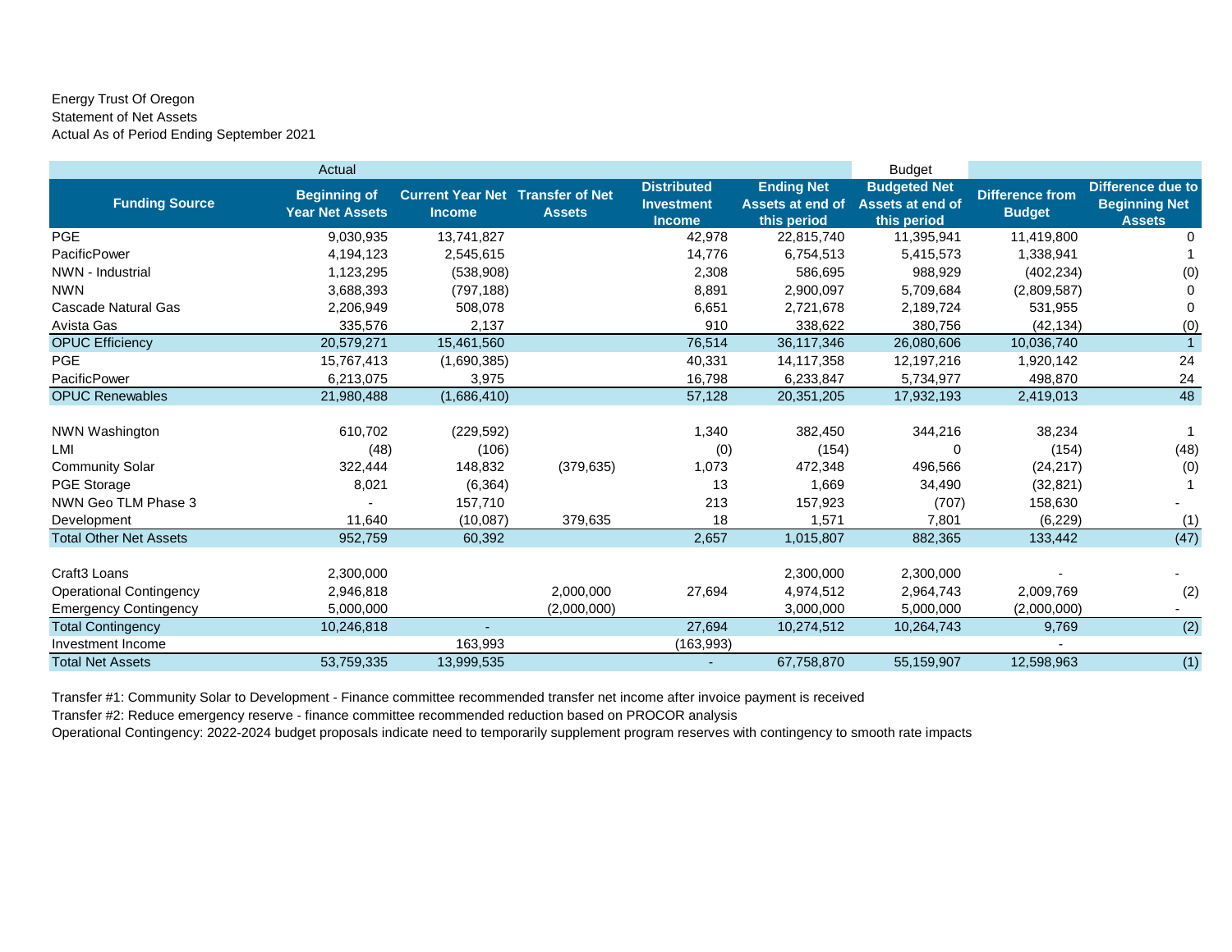Energy Trust Of Oregon
Statement of Net Assets
Actual As of Period Ending September 2021

| | Actual | | | | | Budget | | |
|---|---|---|---|---|---|---|---|---|
| **Funding Source** | **Beginning of Year Net Assets** | **Current Year Net Income** | **Transfer of Net Assets** | **Distributed Investment Income** | **Ending Net Assets at end of this period** | **Budgeted Net Assets at end of this period** | **Difference from Budget** | **Difference due to Beginning Net Assets** |
| PGE | 9,030,935 | 13,741,827 | | 42,978 | 22,815,740 | 11,395,941 | 11,419,800 | 0 |
| PacificPower | 4,194,123 | 2,545,615 | | 14,776 | 6,754,513 | 5,415,573 | 1,338,941 | 1 |
| NWN - Industrial | 1,123,295 | (538,908) | | 2,308 | 586,695 | 988,929 | (402,234) | (0) |
| NWN | 3,688,393 | (797,188) | | 8,891 | 2,900,097 | 5,709,684 | (2,809,587) | 0 |
| Cascade Natural Gas | 2,206,949 | 508,078 | | 6,651 | 2,721,678 | 2,189,724 | 531,955 | 0 |
| Avista Gas | 335,576 | 2,137 | | 910 | 338,622 | 380,756 | (42,134) | (0) |
| OPUC Efficiency | 20,579,271 | 15,461,560 | | 76,514 | 36,117,346 | 26,080,606 | 10,036,740 | 1 |
| PGE | 15,767,413 | (1,690,385) | | 40,331 | 14,117,358 | 12,197,216 | 1,920,142 | 24 |
| PacificPower | 6,213,075 | 3,975 | | 16,798 | 6,233,847 | 5,734,977 | 498,870 | 24 |
| OPUC Renewables | 21,980,488 | (1,686,410) | | 57,128 | 20,351,205 | 17,932,193 | 2,419,013 | 48 |
| | | | | | | | | |
| NWN Washington | 610,702 | (229,592) | | 1,340 | 382,450 | 344,216 | 38,234 | 1 |
| LMI | (48) | (106) | | (0) | (154) | 0 | (154) | (48) |
| Community Solar | 322,444 | 148,832 | (379,635) | 1,073 | 472,348 | 496,566 | (24,217) | (0) |
| PGE Storage | 8,021 | (6,364) | | 13 | 1,669 | 34,490 | (32,821) | 1 |
| NWN Geo TLM Phase 3 | - | 157,710 | | 213 | 157,923 | (707) | 158,630 | - |
| Development | 11,640 | (10,087) | 379,635 | 18 | 1,571 | 7,801 | (6,229) | (1) |
| Total Other Net Assets | 952,759 | 60,392 | | 2,657 | 1,015,807 | 882,365 | 133,442 | (47) |
| | | | | | | | | |
| Craft3 Loans | 2,300,000 | | | | 2,300,000 | 2,300,000 | - | - |
| Operational Contingency | 2,946,818 | | 2,000,000 | 27,694 | 4,974,512 | 2,964,743 | 2,009,769 | (2) |
| Emergency Contingency | 5,000,000 | | (2,000,000) | | 3,000,000 | 5,000,000 | (2,000,000) | - |
| Total Contingency | 10,246,818 | - | | 27,694 | 10,274,512 | 10,264,743 | 9,769 | (2) |
| Investment Income | | 163,993 | | (163,993) | | | - | |
| Total Net Assets | 53,759,335 | 13,999,535 | | - | 67,758,870 | 55,159,907 | 12,598,963 | (1) |

Transfer #1: Community Solar to Development - Finance committee recommended transfer net income after invoice payment is received

Transfer #2: Reduce emergency reserve - finance committee recommended reduction based on PROCOR analysis

Operational Contingency: 2022-2024 budget proposals indicate need to temporarily supplement program reserves with contingency to smooth rate impacts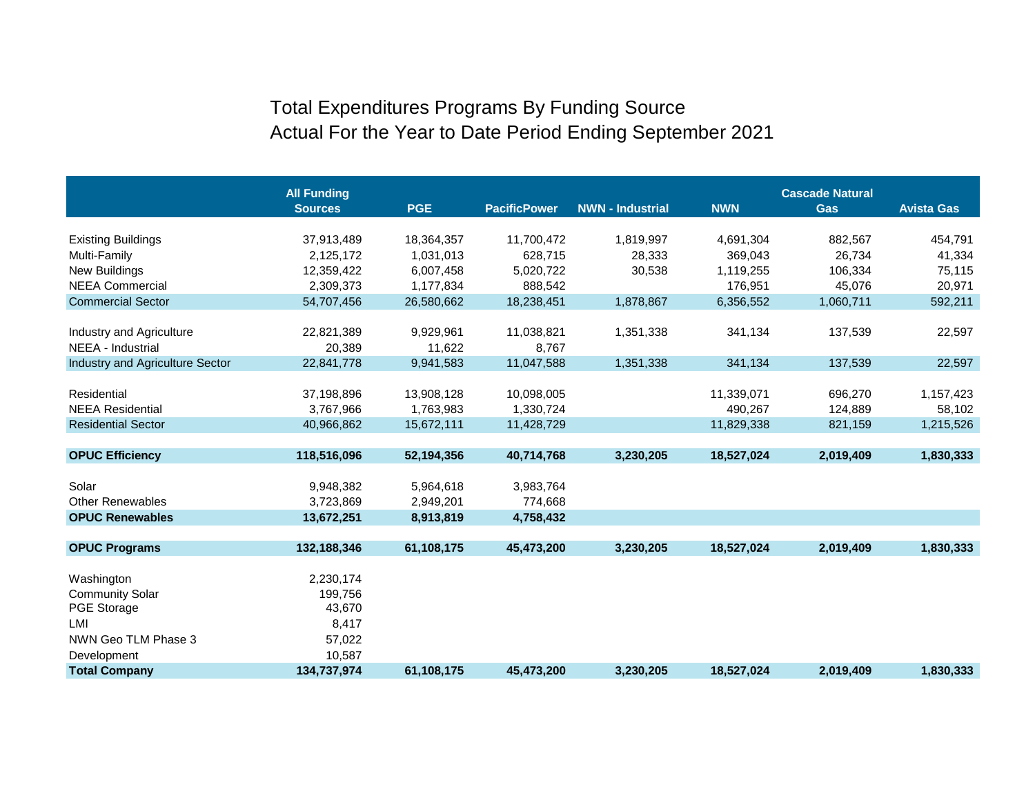# Total Expenditures Programs By Funding Source
## Actual For the Year to Date Period Ending September 2021

| | All Funding Sources | PGE | PacificPower | NWN - Industrial | NWN | Cascade Natural Gas | Avista Gas |
|---|---|---|---|---|---|---|---|
| Existing Buildings | 37,913,489 | 18,364,357 | 11,700,472 | 1,819,997 | 4,691,304 | 882,567 | 454,791 |
| Multi-Family | 2,125,172 | 1,031,013 | 628,715 | 28,333 | 369,043 | 26,734 | 41,334 |
| New Buildings | 12,359,422 | 6,007,458 | 5,020,722 | 30,538 | 1,119,255 | 106,334 | 75,115 |
| NEEA Commercial | 2,309,373 | 1,177,834 | 888,542 | | 176,951 | 45,076 | 20,971 |
| Commercial Sector | 54,707,456 | 26,580,662 | 18,238,451 | 1,878,867 | 6,356,552 | 1,060,711 | 592,211 |
| | | | | | | | |
| Industry and Agriculture | 22,821,389 | 9,929,961 | 11,038,821 | 1,351,338 | 341,134 | 137,539 | 22,597 |
| NEEA - Industrial | 20,389 | 11,622 | 8,767 | | | | |
| Industry and Agriculture Sector | 22,841,778 | 9,941,583 | 11,047,588 | 1,351,338 | 341,134 | 137,539 | 22,597 |
| | | | | | | | |
| Residential | 37,198,896 | 13,908,128 | 10,098,005 | | 11,339,071 | 696,270 | 1,157,423 |
| NEEA Residential | 3,767,966 | 1,763,983 | 1,330,724 | | 490,267 | 124,889 | 58,102 |
| Residential Sector | 40,966,862 | 15,672,111 | 11,428,729 | | 11,829,338 | 821,159 | 1,215,526 |
| | | | | | | | |
| **OPUC Efficiency** | **118,516,096** | **52,194,356** | **40,714,768** | **3,230,205** | **18,527,024** | **2,019,409** | **1,830,333** |
| | | | | | | | |
| Solar | 9,948,382 | 5,964,618 | 3,983,764 | | | | |
| Other Renewables | 3,723,869 | 2,949,201 | 774,668 | | | | |
| **OPUC Renewables** | **13,672,251** | **8,913,819** | **4,758,432** | | | | |
| | | | | | | | |
| **OPUC Programs** | **132,188,346** | **61,108,175** | **45,473,200** | **3,230,205** | **18,527,024** | **2,019,409** | **1,830,333** |
| | | | | | | | |
| Washington | 2,230,174 | | | | | | |
| Community Solar | 199,756 | | | | | | |
| PGE Storage | 43,670 | | | | | | |
| LMI | 8,417 | | | | | | |
| NWN Geo TLM Phase 3 | 57,022 | | | | | | |
| Development | 10,587 | | | | | | |
| **Total Company** | **134,737,974** | **61,108,175** | **45,473,200** | **3,230,205** | **18,527,024** | **2,019,409** | **1,830,333** |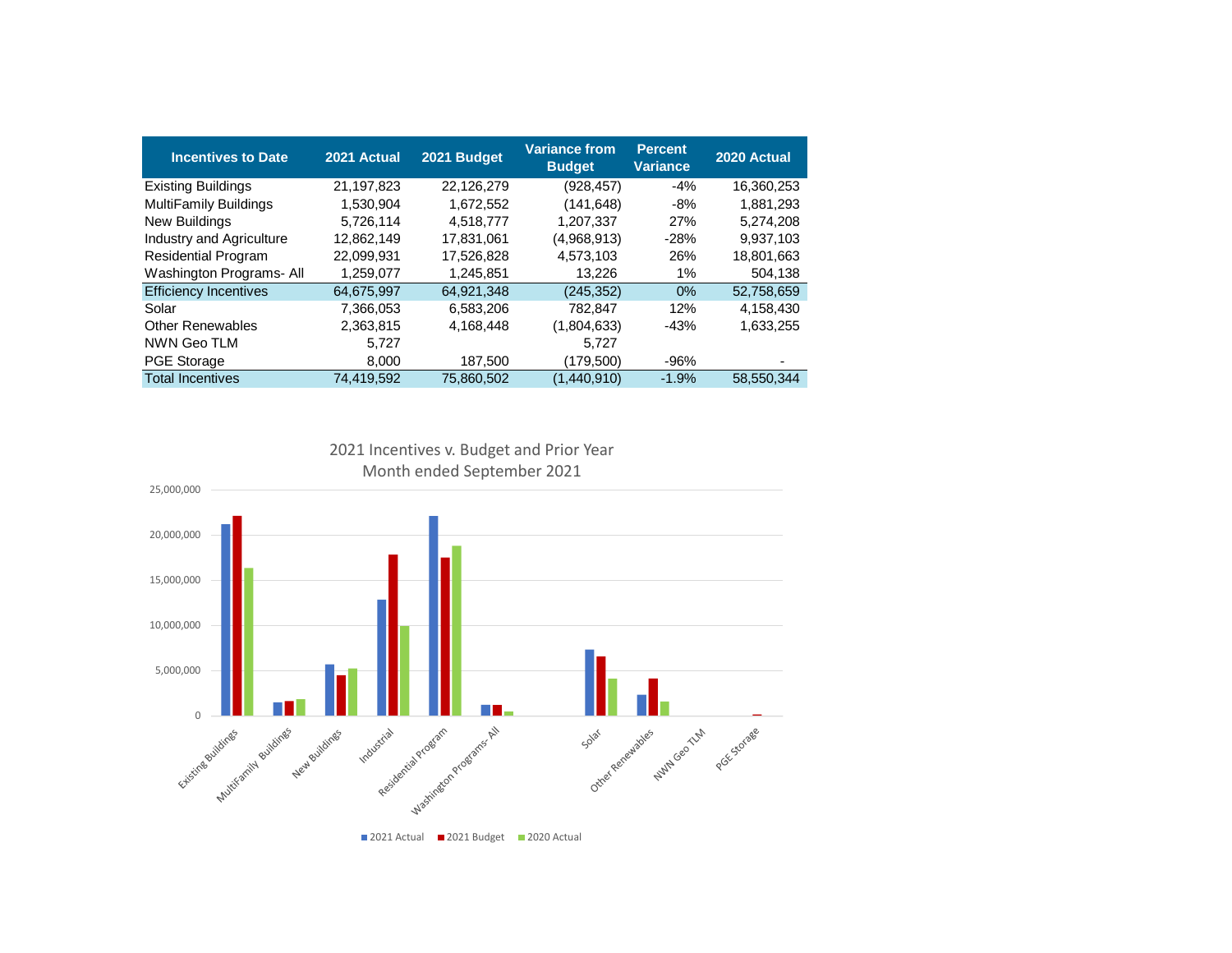| Incentives to Date | 2021 Actual | 2021 Budget | Variance from Budget | Percent Variance | 2020 Actual |
|---|---|---|---|---|---|
| Existing Buildings | 21,197,823 | 22,126,279 | (928,457) | -4% | 16,360,253 |
| MultiFamily Buildings | 1,530,904 | 1,672,552 | (141,648) | -8% | 1,881,293 |
| New Buildings | 5,726,114 | 4,518,777 | 1,207,337 | 27% | 5,274,208 |
| Industry and Agriculture | 12,862,149 | 17,831,061 | (4,968,913) | -28% | 9,937,103 |
| Residential Program | 22,099,931 | 17,526,828 | 4,573,103 | 26% | 18,801,663 |
| Washington Programs- All | 1,259,077 | 1,245,851 | 13,226 | 1% | 504,138 |
| Efficiency Incentives | 64,675,997 | 64,921,348 | (245,352) | 0% | 52,758,659 |
| Solar | 7,366,053 | 6,583,206 | 782,847 | 12% | 4,158,430 |
| Other Renewables | 2,363,815 | 4,168,448 | (1,804,633) | -43% | 1,633,255 |
| NWN Geo TLM | 5,727 | | 5,727 | | |
| PGE Storage | 8,000 | 187,500 | (179,500) | -96% | - |
| Total Incentives | 74,419,592 | 75,860,502 | (1,440,910) | -1.9% | 58,550,344 |

2021 Incentives v. Budget and Prior Year
Month ended September 2021

25,000,000
20,000,000
15,000,000
10,000,000
5,000,000
0

Existing Buildings, MultiFamily Buildings, New Buildings, Industrial, Residential Program, Washington Programs- All, Solar, Other Renewables, NWN Geo TLM, PGE Storage

2021 Actual, 2021 Budget, 2020 Actual